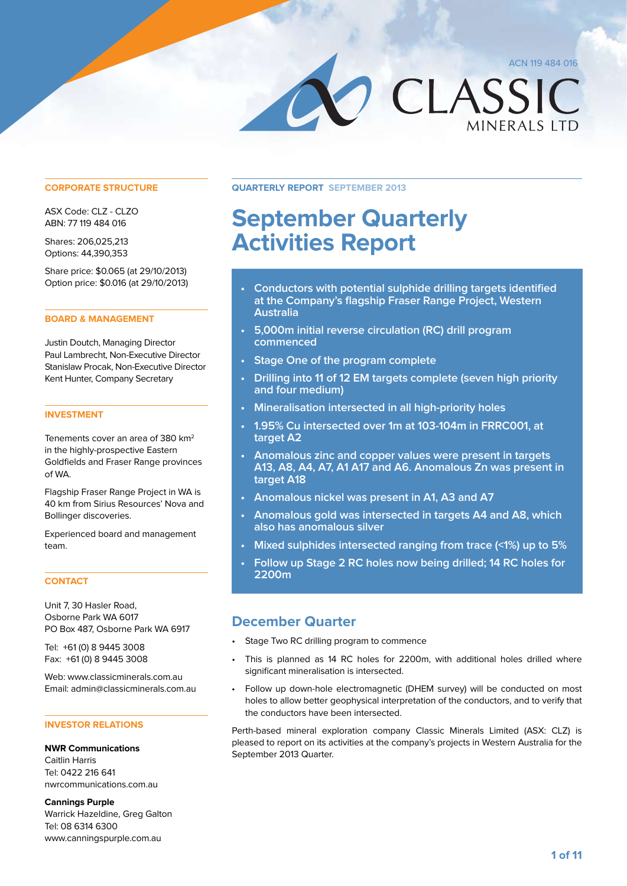ACN 119 484 016

# CLASSIC MINERALS LTD

## CORPORATE STRUCTURE

ASX Code: CLZ - CLZO
ABN: 77 119 484 016

Shares: 206,025,213
Options: 44,390,353

Share price: $0.065 (at 29/10/2013)
Option price: $0.016 (at 29/10/2013)

## BOARD & MANAGEMENT

Justin Doutch, Managing Director
Paul Lambrecht, Non-Executive Director
Stanislaw Procak, Non-Executive Director
Kent Hunter, Company Secretary

## INVESTMENT

Tenements cover an area of 380 km$^2$ in the highly-prospective Eastern Goldfields and Fraser Range provinces of WA.

Flagship Fraser Range Project in WA is 40 km from Sirius Resources' Nova and Bollinger discoveries.

Experienced board and management team.

## CONTACT

Unit 7, 30 Hasler Road,
Osborne Park WA 6017
PO Box 487, Osborne Park WA 6917

Tel: +61 (0) 8 9445 3008
Fax: +61 (0) 8 9445 3008

Web: www.classicminerals.com.au
Email: admin@classicminerals.com.au

## INVESTOR RELATIONS

**NWR Communications**
Caitlin Harris
Tel: 0422 216 641
nwrcommunications.com.au

**Cannings Purple**
Warrick Hazeldine, Greg Galton
Tel: 08 6314 6300
www.canningspurple.com.au

**QUARTERLY REPORT** SEPTEMBER 2013

# September Quarterly Activities Report

- Conductors with potential sulphide drilling targets identified at the Company's flagship Fraser Range Project, Western Australia
- 5,000m initial reverse circulation (RC) drill program commenced
- Stage One of the program complete
- Drilling into 11 of 12 EM targets complete (seven high priority and four medium)
- Mineralisation intersected in all high-priority holes
- 1.95% Cu intersected over 1m at 103-104m in FRRC001, at target A2
- Anomalous zinc and copper values were present in targets A13, A8, A4, A7, A1 A17 and A6. Anomalous Zn was present in target A18
- Anomalous nickel was present in A1, A3 and A7
- Anomalous gold was intersected in targets A4 and A8, which also has anomalous silver
- Mixed sulphides intersected ranging from trace (<1%) up to 5%
- Follow up Stage 2 RC holes now being drilled; 14 RC holes for 2200m

## December Quarter

- Stage Two RC drilling program to commence
- This is planned as 14 RC holes for 2200m, with additional holes drilled where significant mineralisation is intersected.
- Follow up down-hole electromagnetic (DHEM survey) will be conducted on most holes to allow better geophysical interpretation of the conductors, and to verify that the conductors have been intersected.

Perth-based mineral exploration company Classic Minerals Limited (ASX: CLZ) is pleased to report on its activities at the company's projects in Western Australia for the September 2013 Quarter.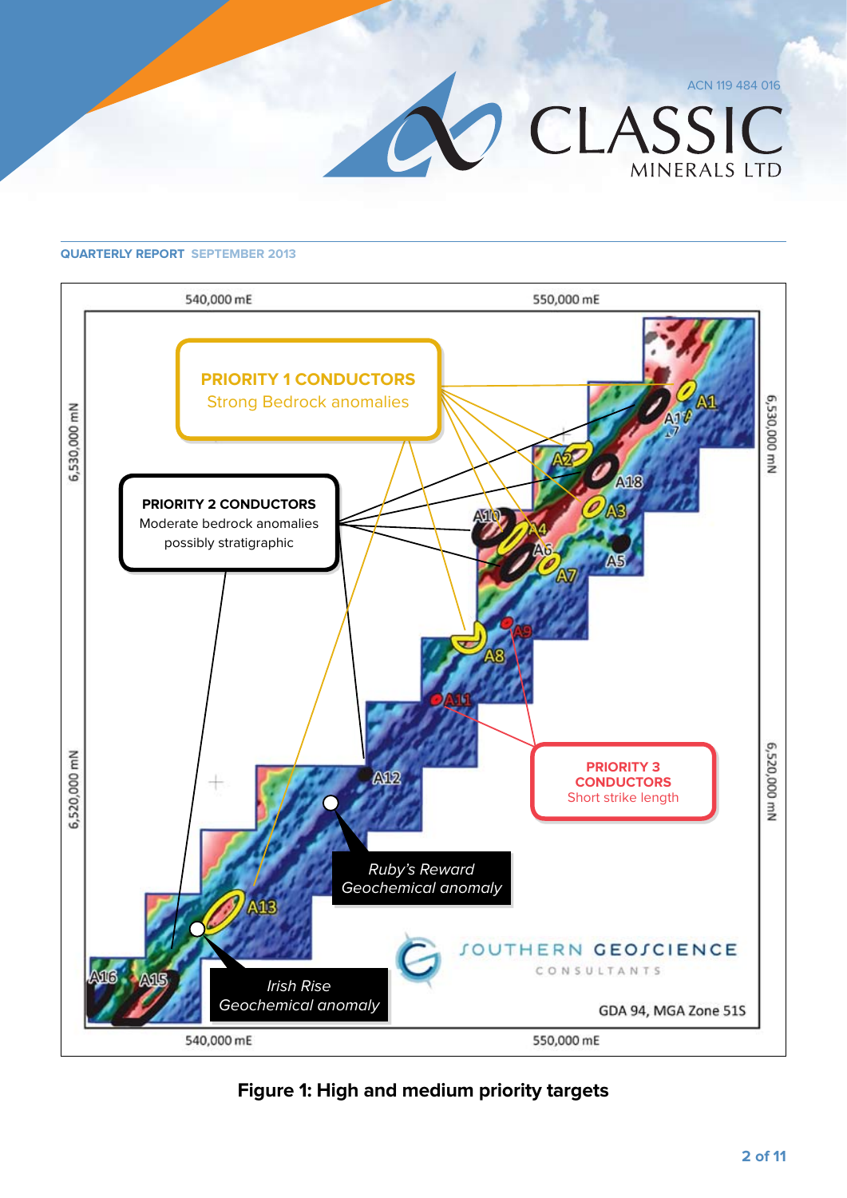**Figure 1: High and medium priority targets**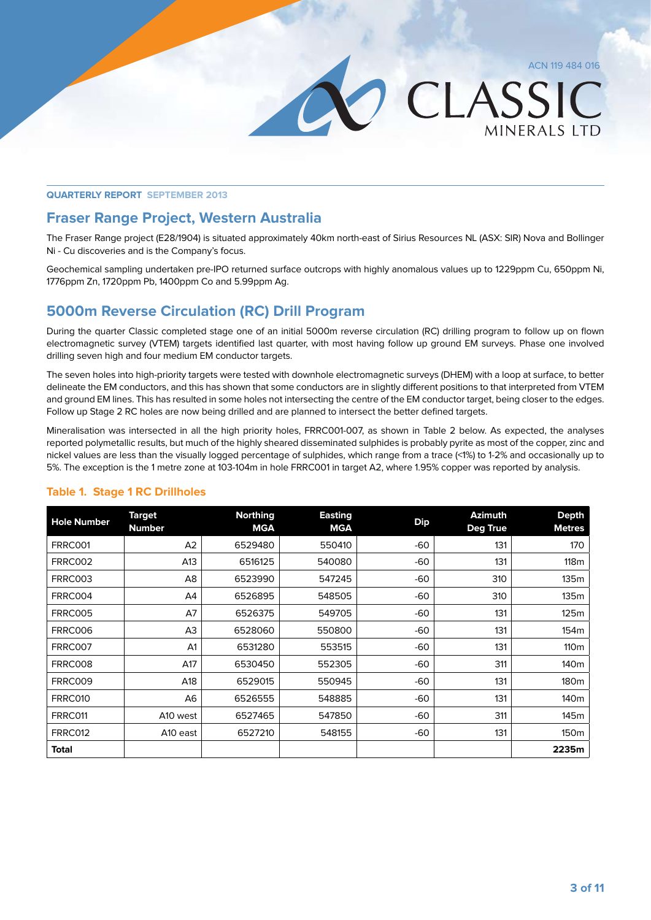**QUARTERLY REPORT** SEPTEMBER 2013

## Fraser Range Project, Western Australia

The Fraser Range project (E28/1904) is situated approximately 40km north-east of Sirius Resources NL (ASX: SIR) Nova and Bollinger Ni - Cu discoveries and is the Company's focus.

Geochemical sampling undertaken pre-IPO returned surface outcrops with highly anomalous values up to 1229ppm Cu, 650ppm Ni, 1776ppm Zn, 1720ppm Pb, 1400ppm Co and 5.99ppm Ag.

## 5000m Reverse Circulation (RC) Drill Program

During the quarter Classic completed stage one of an initial 5000m reverse circulation (RC) drilling program to follow up on flown electromagnetic survey (VTEM) targets identified last quarter, with most having follow up ground EM surveys. Phase one involved drilling seven high and four medium EM conductor targets.

The seven holes into high-priority targets were tested with downhole electromagnetic surveys (DHEM) with a loop at surface, to better delineate the EM conductors, and this has shown that some conductors are in slightly different positions to that interpreted from VTEM and ground EM lines. This has resulted in some holes not intersecting the centre of the EM conductor target, being closer to the edges. Follow up Stage 2 RC holes are now being drilled and are planned to intersect the better defined targets.

Mineralisation was intersected in all the high priority holes, FRRC001-007, as shown in Table 2 below. As expected, the analyses reported polymetallic results, but much of the highly sheared disseminated sulphides is probably pyrite as most of the copper, zinc and nickel values are less than the visually logged percentage of sulphides, which range from a trace (<1%) to 1-2% and occasionally up to 5%. The exception is the 1 metre zone at 103-104m in hole FRRC001 in target A2, where 1.95% copper was reported by analysis.

### Table 1. Stage 1 RC Drillholes

| Hole Number | Target Number | Northing MGA | Easting MGA | Dip | Azimuth Deg True | Depth Metres |
|---|---|---|---|---|---|---|
| FRRC001 | A2 | 6529480 | 550410 | -60 | 131 | 170 |
| FRRC002 | A13 | 6516125 | 540080 | -60 | 131 | 118m |
| FRRC003 | A8 | 6523990 | 547245 | -60 | 310 | 135m |
| FRRC004 | A4 | 6526895 | 548505 | -60 | 310 | 135m |
| FRRC005 | A7 | 6526375 | 549705 | -60 | 131 | 125m |
| FRRC006 | A3 | 6528060 | 550800 | -60 | 131 | 154m |
| FRRC007 | A1 | 6531280 | 553515 | -60 | 131 | 110m |
| FRRC008 | A17 | 6530450 | 552305 | -60 | 311 | 140m |
| FRRC009 | A18 | 6529015 | 550945 | -60 | 131 | 180m |
| FRRC010 | A6 | 6526555 | 548885 | -60 | 131 | 140m |
| FRRC011 | A10 west | 6527465 | 547850 | -60 | 311 | 145m |
| FRRC012 | A10 east | 6527210 | 548155 | -60 | 131 | 150m |
| **Total** | | | | | | **2235m** |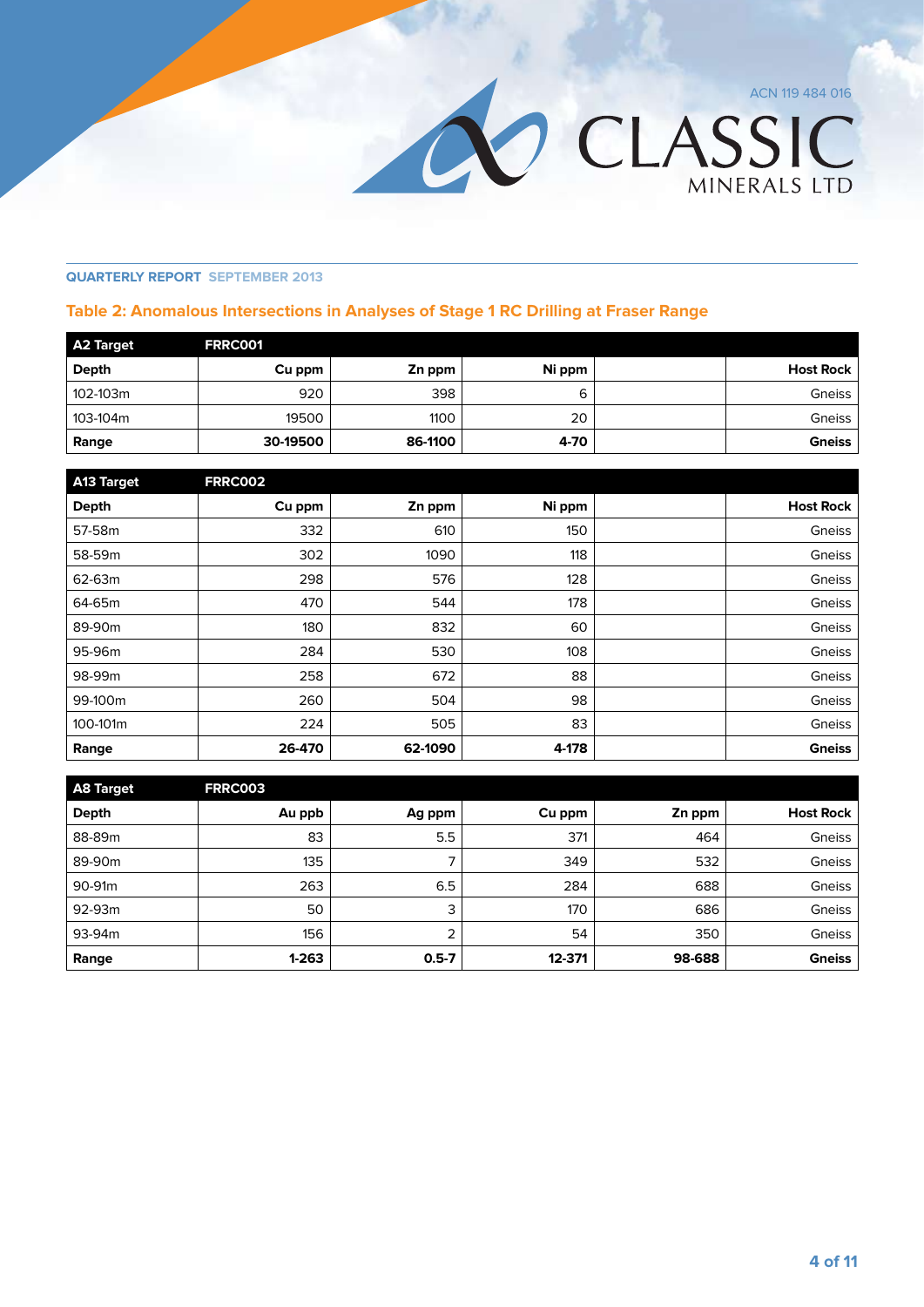QUARTERLY REPORT SEPTEMBER 2013

## Table 2: Anomalous Intersections in Analyses of Stage 1 RC Drilling at Fraser Range

| A2 Target | FRRC001 | | | | |
|---|---|---|---|---|---|
| **Depth** | **Cu ppm** | **Zn ppm** | **Ni ppm** | | **Host Rock** |
| 102-103m | 920 | 398 | 6 | | Gneiss |
| 103-104m | 19500 | 1100 | 20 | | Gneiss |
| **Range** | **30-19500** | **86-1100** | **4-70** | | **Gneiss** |

| A13 Target | FRRC002 | | | | |
|---|---|---|---|---|---|
| **Depth** | **Cu ppm** | **Zn ppm** | **Ni ppm** | | **Host Rock** |
| 57-58m | 332 | 610 | 150 | | Gneiss |
| 58-59m | 302 | 1090 | 118 | | Gneiss |
| 62-63m | 298 | 576 | 128 | | Gneiss |
| 64-65m | 470 | 544 | 178 | | Gneiss |
| 89-90m | 180 | 832 | 60 | | Gneiss |
| 95-96m | 284 | 530 | 108 | | Gneiss |
| 98-99m | 258 | 672 | 88 | | Gneiss |
| 99-100m | 260 | 504 | 98 | | Gneiss |
| 100-101m | 224 | 505 | 83 | | Gneiss |
| **Range** | **26-470** | **62-1090** | **4-178** | | **Gneiss** |

| A8 Target | FRRC003 | | | | |
|---|---|---|---|---|---|
| **Depth** | **Au ppb** | **Ag ppm** | **Cu ppm** | **Zn ppm** | **Host Rock** |
| 88-89m | 83 | 5.5 | 371 | 464 | Gneiss |
| 89-90m | 135 | 7 | 349 | 532 | Gneiss |
| 90-91m | 263 | 6.5 | 284 | 688 | Gneiss |
| 92-93m | 50 | 3 | 170 | 686 | Gneiss |
| 93-94m | 156 | 2 | 54 | 350 | Gneiss |
| **Range** | **1-263** | **0.5-7** | **12-371** | **98-688** | **Gneiss** |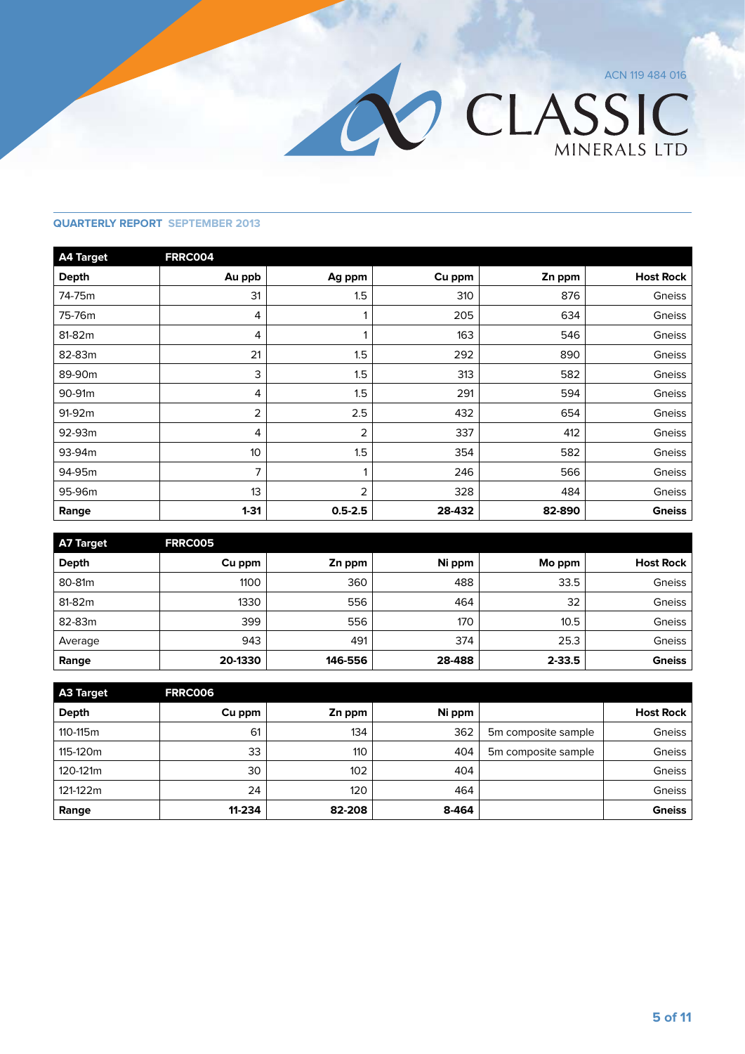| A4 Target | FRRC004 | | | | |
|---|---|---|---|---|---|
| **Depth** | **Au ppb** | **Ag ppm** | **Cu ppm** | **Zn ppm** | **Host Rock** |
| 74-75m | 31 | 1.5 | 310 | 876 | Gneiss |
| 75-76m | 4 | 1 | 205 | 634 | Gneiss |
| 81-82m | 4 | 1 | 163 | 546 | Gneiss |
| 82-83m | 21 | 1.5 | 292 | 890 | Gneiss |
| 89-90m | 3 | 1.5 | 313 | 582 | Gneiss |
| 90-91m | 4 | 1.5 | 291 | 594 | Gneiss |
| 91-92m | 2 | 2.5 | 432 | 654 | Gneiss |
| 92-93m | 4 | 2 | 337 | 412 | Gneiss |
| 93-94m | 10 | 1.5 | 354 | 582 | Gneiss |
| 94-95m | 7 | 1 | 246 | 566 | Gneiss |
| 95-96m | 13 | 2 | 328 | 484 | Gneiss |
| **Range** | **1-31** | **0.5-2.5** | **28-432** | **82-890** | **Gneiss** |

| A7 Target | FRRC005 | | | | |
|---|---|---|---|---|---|
| **Depth** | **Cu ppm** | **Zn ppm** | **Ni ppm** | **Mo ppm** | **Host Rock** |
| 80-81m | 1100 | 360 | 488 | 33.5 | Gneiss |
| 81-82m | 1330 | 556 | 464 | 32 | Gneiss |
| 82-83m | 399 | 556 | 170 | 10.5 | Gneiss |
| Average | 943 | 491 | 374 | 25.3 | Gneiss |
| **Range** | **20-1330** | **146-556** | **28-488** | **2-33.5** | **Gneiss** |

| A3 Target | FRRC006 | | | | |
|---|---|---|---|---|---|
| **Depth** | **Cu ppm** | **Zn ppm** | **Ni ppm** | | **Host Rock** |
| 110-115m | 61 | 134 | 362 | 5m composite sample | Gneiss |
| 115-120m | 33 | 110 | 404 | 5m composite sample | Gneiss |
| 120-121m | 30 | 102 | 404 | | Gneiss |
| 121-122m | 24 | 120 | 464 | | Gneiss |
| **Range** | **11-234** | **82-208** | **8-464** | | **Gneiss** |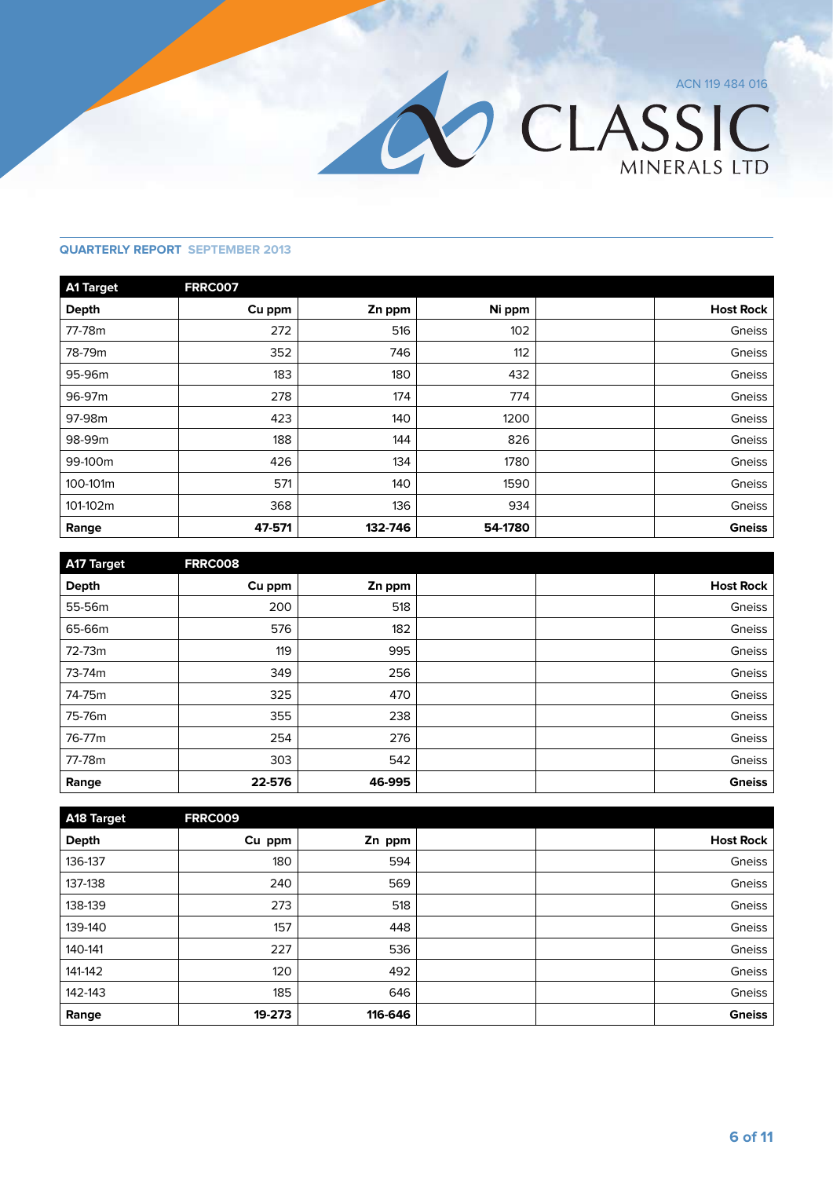**QUARTERLY REPORT SEPTEMBER 2013**

| A1 Target | FRRC007 | | | | |
|---|---|---|---|---|---|
| **Depth** | **Cu ppm** | **Zn ppm** | **Ni ppm** | | **Host Rock** |
| 77-78m | 272 | 516 | 102 | | Gneiss |
| 78-79m | 352 | 746 | 112 | | Gneiss |
| 95-96m | 183 | 180 | 432 | | Gneiss |
| 96-97m | 278 | 174 | 774 | | Gneiss |
| 97-98m | 423 | 140 | 1200 | | Gneiss |
| 98-99m | 188 | 144 | 826 | | Gneiss |
| 99-100m | 426 | 134 | 1780 | | Gneiss |
| 100-101m | 571 | 140 | 1590 | | Gneiss |
| 101-102m | 368 | 136 | 934 | | Gneiss |
| **Range** | **47-571** | **132-746** | **54-1780** | | **Gneiss** |

| A17 Target | FRRC008 | | | | |
|---|---|---|---|---|---|
| **Depth** | **Cu ppm** | **Zn ppm** | | | **Host Rock** |
| 55-56m | 200 | 518 | | | Gneiss |
| 65-66m | 576 | 182 | | | Gneiss |
| 72-73m | 119 | 995 | | | Gneiss |
| 73-74m | 349 | 256 | | | Gneiss |
| 74-75m | 325 | 470 | | | Gneiss |
| 75-76m | 355 | 238 | | | Gneiss |
| 76-77m | 254 | 276 | | | Gneiss |
| 77-78m | 303 | 542 | | | Gneiss |
| **Range** | **22-576** | **46-995** | | | **Gneiss** |

| A18 Target | FRRC009 | | | | |
|---|---|---|---|---|---|
| **Depth** | **Cu ppm** | **Zn ppm** | | | **Host Rock** |
| 136-137 | 180 | 594 | | | Gneiss |
| 137-138 | 240 | 569 | | | Gneiss |
| 138-139 | 273 | 518 | | | Gneiss |
| 139-140 | 157 | 448 | | | Gneiss |
| 140-141 | 227 | 536 | | | Gneiss |
| 141-142 | 120 | 492 | | | Gneiss |
| 142-143 | 185 | 646 | | | Gneiss |
| **Range** | **19-273** | **116-646** | | | **Gneiss** |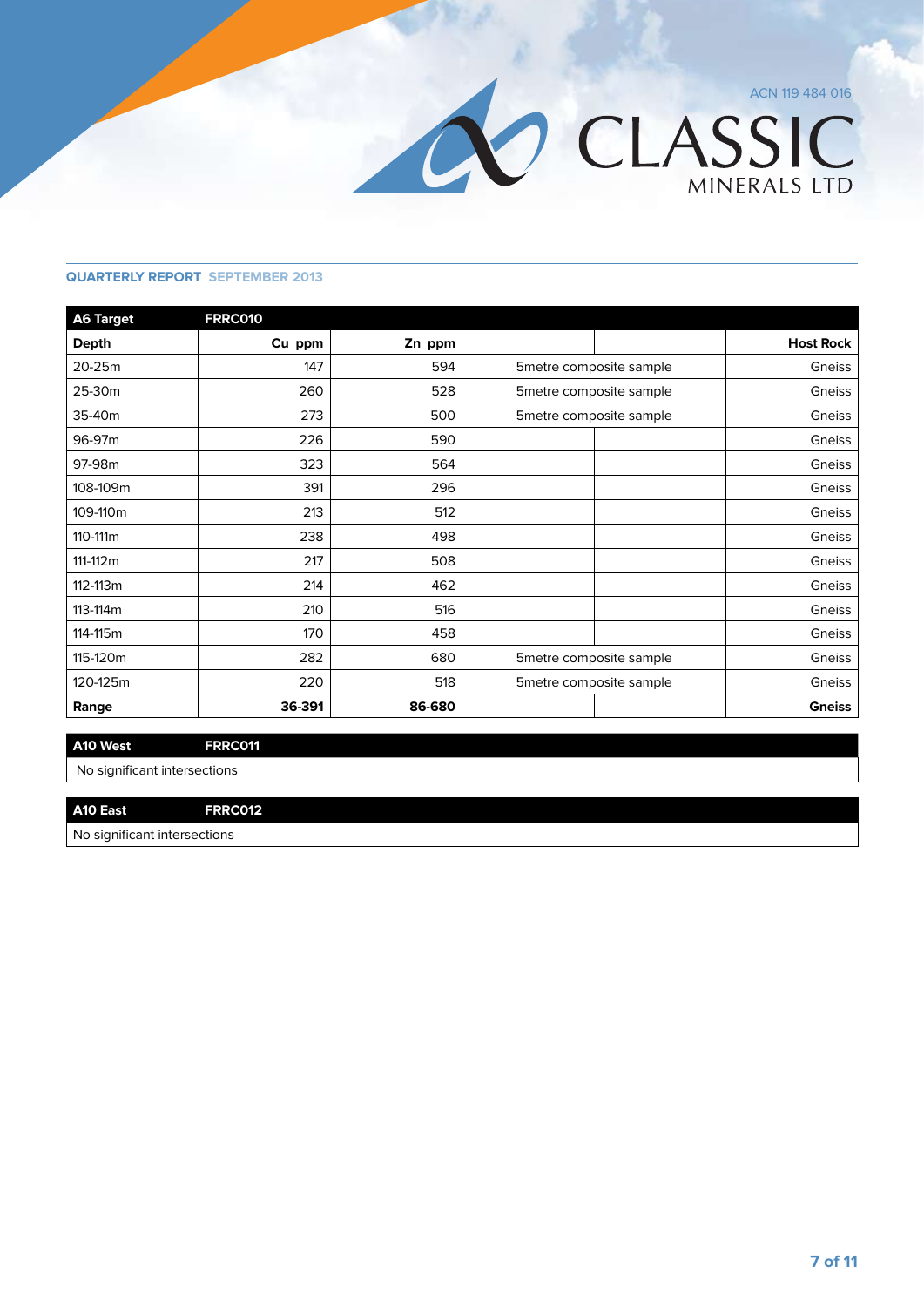| A6 Target | FRRC010 | | | | |
|---|---|---|---|---|---|
| **Depth** | **Cu ppm** | **Zn ppm** | | | **Host Rock** |
| 20-25m | 147 | 594 | 5metre composite sample | | Gneiss |
| 25-30m | 260 | 528 | 5metre composite sample | | Gneiss |
| 35-40m | 273 | 500 | 5metre composite sample | | Gneiss |
| 96-97m | 226 | 590 | | | Gneiss |
| 97-98m | 323 | 564 | | | Gneiss |
| 108-109m | 391 | 296 | | | Gneiss |
| 109-110m | 213 | 512 | | | Gneiss |
| 110-111m | 238 | 498 | | | Gneiss |
| 111-112m | 217 | 508 | | | Gneiss |
| 112-113m | 214 | 462 | | | Gneiss |
| 113-114m | 210 | 516 | | | Gneiss |
| 114-115m | 170 | 458 | | | Gneiss |
| 115-120m | 282 | 680 | 5metre composite sample | | Gneiss |
| 120-125m | 220 | 518 | 5metre composite sample | | Gneiss |
| **Range** | **36-391** | **86-680** | | | **Gneiss** |

| A10 West | FRRC011 |
|---|---|
| No significant intersections | |

| A10 East | FRRC012 |
|---|---|
| No significant intersections | |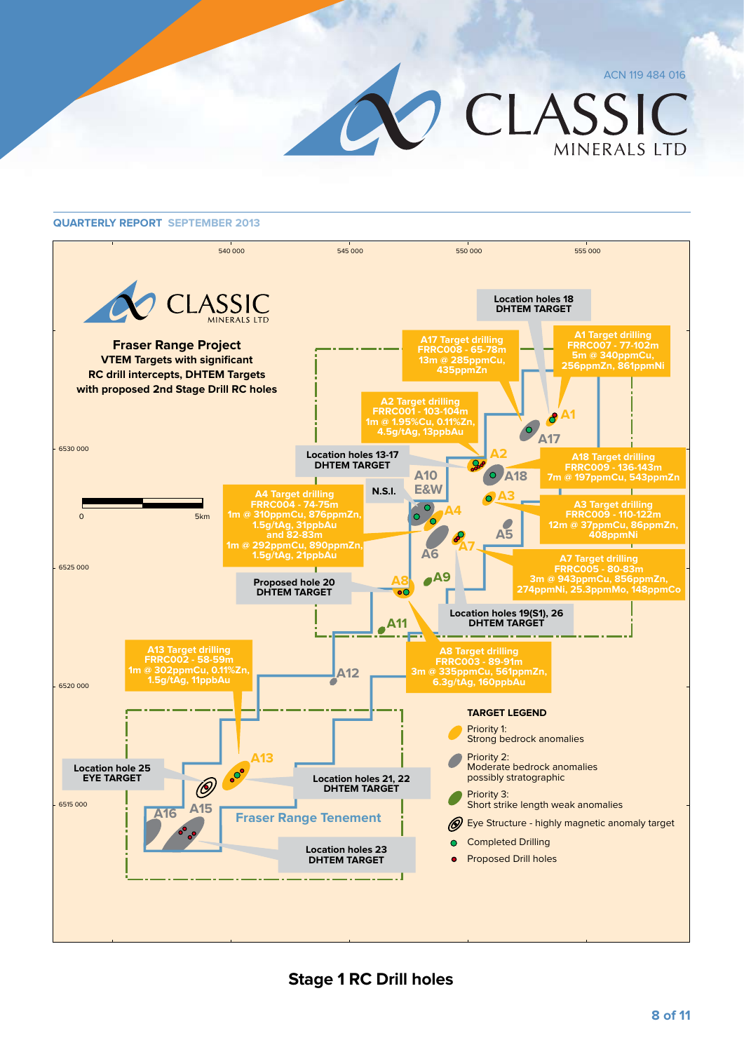QUARTERLY REPORT SEPTEMBER 2013

540 000 545 000 550 000 555 000

**Fraser Range Project**
**VTEM Targets with significant RC drill intercepts, DHTEM Targets with proposed 2nd Stage Drill RC holes**

6530 000
6525 000
6520 000
6515 000

0 5km

Location holes 18 DHTEM TARGET

A17 Target drilling FRRC008 - 65-78m 13m @ 285ppmCu, 435ppmZn

A1 Target drilling FRRC007 - 77-102m 5m @ 340ppmCu, 256ppmZn, 861ppmNi

A2 Target drilling FRRC001 - 103-104m 1m @ 1.95%Cu, 0.11%Zn, 4.5g/tAg, 13ppbAu

Location holes 13-17 DHTEM TARGET

A18 Target drilling FRRC009 - 136-143m 7m @ 197ppmCu, 543ppmZn

N.S.I.

A4 Target drilling FRRC004 - 74-75m 1m @ 310ppmCu, 876ppmZn, 1.5g/tAg, 31ppbAu and 82-83m 1m @ 292ppmCu, 890ppmZn, 1.5g/tAg, 21ppbAu

A3 Target drilling FRRC009 - 110-122m 12m @ 37ppmCu, 86ppmZn, 408ppmNi

A7 Target drilling FRRC005 - 80-83m 3m @ 943ppmCu, 856ppmZn, 274ppmNi, 25.3ppmMo, 148ppmCo

Proposed hole 20 DHTEM TARGET

Location holes 19(S1), 26 DHTEM TARGET

A13 Target drilling FRRC002 - 58-59m 1m @ 302ppmCu, 0.11%Zn, 1.5g/tAg, 11ppbAu

A8 Target drilling FRRC003 - 89-91m 3m @ 335ppmCu, 561ppmZn, 6.3g/tAg, 160ppbAu

A1 A2 A3 A4 A5 A6 A7 A8 A9 A10 E&W A11 A12 A13 A15 A16 A17 A18

Location hole 25 EYE TARGET

Location holes 21, 22 DHTEM TARGET

Fraser Range Tenement

Location holes 23 DHTEM TARGET

**TARGET LEGEND**

- Priority 1: Strong bedrock anomalies
- Priority 2: Moderate bedrock anomalies possibly stratographic
- Priority 3: Short strike length weak anomalies
- Eye Structure - highly magnetic anomaly target
- Completed Drilling
- Proposed Drill holes

**Stage 1 RC Drill holes**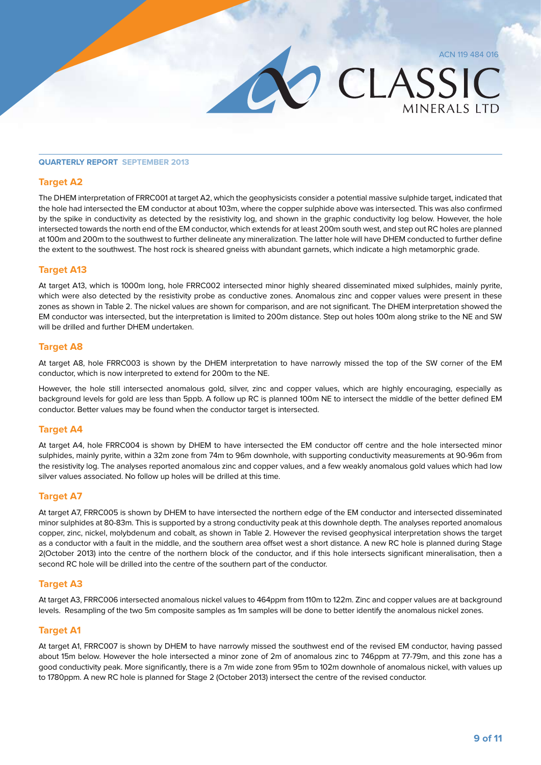QUARTERLY REPORT SEPTEMBER 2013

## Target A2

The DHEM interpretation of FRRC001 at target A2, which the geophysicists consider a potential massive sulphide target, indicated that the hole had intersected the EM conductor at about 103m, where the copper sulphide above was intersected. This was also confirmed by the spike in conductivity as detected by the resistivity log, and shown in the graphic conductivity log below. However, the hole intersected towards the north end of the EM conductor, which extends for at least 200m south west, and step out RC holes are planned at 100m and 200m to the southwest to further delineate any mineralization. The latter hole will have DHEM conducted to further define the extent to the southwest. The host rock is sheared gneiss with abundant garnets, which indicate a high metamorphic grade.

## Target A13

At target A13, which is 1000m long, hole FRRC002 intersected minor highly sheared disseminated mixed sulphides, mainly pyrite, which were also detected by the resistivity probe as conductive zones. Anomalous zinc and copper values were present in these zones as shown in Table 2. The nickel values are shown for comparison, and are not significant. The DHEM interpretation showed the EM conductor was intersected, but the interpretation is limited to 200m distance. Step out holes 100m along strike to the NE and SW will be drilled and further DHEM undertaken.

## Target A8

At target A8, hole FRRC003 is shown by the DHEM interpretation to have narrowly missed the top of the SW corner of the EM conductor, which is now interpreted to extend for 200m to the NE.

However, the hole still intersected anomalous gold, silver, zinc and copper values, which are highly encouraging, especially as background levels for gold are less than 5ppb. A follow up RC is planned 100m NE to intersect the middle of the better defined EM conductor. Better values may be found when the conductor target is intersected.

## Target A4

At target A4, hole FRRC004 is shown by DHEM to have intersected the EM conductor off centre and the hole intersected minor sulphides, mainly pyrite, within a 32m zone from 74m to 96m downhole, with supporting conductivity measurements at 90-96m from the resistivity log. The analyses reported anomalous zinc and copper values, and a few weakly anomalous gold values which had low silver values associated. No follow up holes will be drilled at this time.

## Target A7

At target A7, FRRC005 is shown by DHEM to have intersected the northern edge of the EM conductor and intersected disseminated minor sulphides at 80-83m. This is supported by a strong conductivity peak at this downhole depth. The analyses reported anomalous copper, zinc, nickel, molybdenum and cobalt, as shown in Table 2. However the revised geophysical interpretation shows the target as a conductor with a fault in the middle, and the southern area offset west a short distance. A new RC hole is planned during Stage 2(October 2013) into the centre of the northern block of the conductor, and if this hole intersects significant mineralisation, then a second RC hole will be drilled into the centre of the southern part of the conductor.

## Target A3

At target A3, FRRC006 intersected anomalous nickel values to 464ppm from 110m to 122m. Zinc and copper values are at background levels. Resampling of the two 5m composite samples as 1m samples will be done to better identify the anomalous nickel zones.

## Target A1

At target A1, FRRC007 is shown by DHEM to have narrowly missed the southwest end of the revised EM conductor, having passed about 15m below. However the hole intersected a minor zone of 2m of anomalous zinc to 746ppm at 77-79m, and this zone has a good conductivity peak. More significantly, there is a 7m wide zone from 95m to 102m downhole of anomalous nickel, with values up to 1780ppm. A new RC hole is planned for Stage 2 (October 2013) intersect the centre of the revised conductor.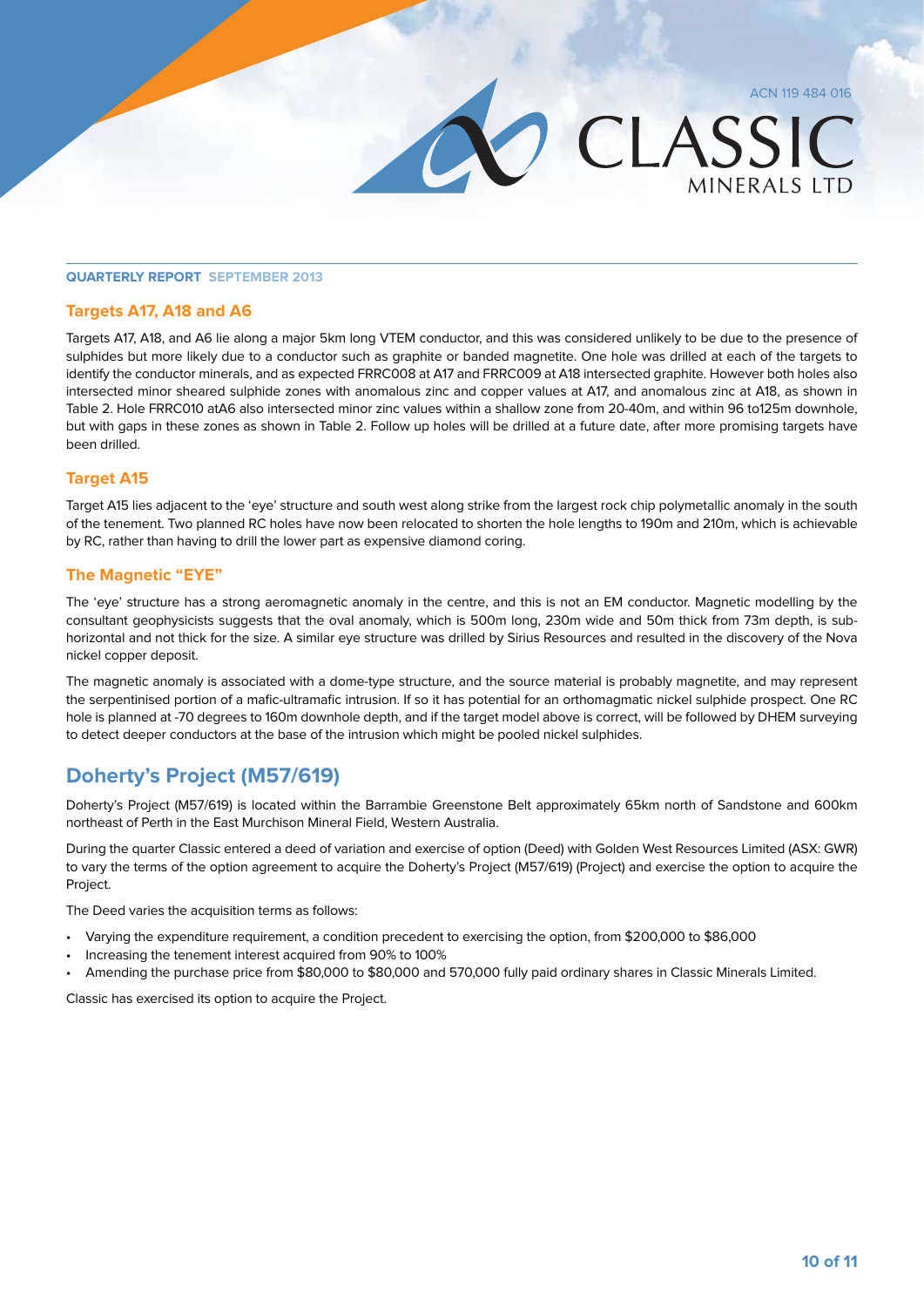## Targets A17, A18 and A6

Targets A17, A18, and A6 lie along a major 5km long VTEM conductor, and this was considered unlikely to be due to the presence of sulphides but more likely due to a conductor such as graphite or banded magnetite. One hole was drilled at each of the targets to identify the conductor minerals, and as expected FRRC008 at A17 and FRRC009 at A18 intersected graphite. However both holes also intersected minor sheared sulphide zones with anomalous zinc and copper values at A17, and anomalous zinc at A18, as shown in Table 2. Hole FRRC010 atA6 also intersected minor zinc values within a shallow zone from 20-40m, and within 96 to125m downhole, but with gaps in these zones as shown in Table 2. Follow up holes will be drilled at a future date, after more promising targets have been drilled.

## Target A15

Target A15 lies adjacent to the 'eye' structure and south west along strike from the largest rock chip polymetallic anomaly in the south of the tenement. Two planned RC holes have now been relocated to shorten the hole lengths to 190m and 210m, which is achievable by RC, rather than having to drill the lower part as expensive diamond coring.

## The Magnetic "EYE"

The 'eye' structure has a strong aeromagnetic anomaly in the centre, and this is not an EM conductor. Magnetic modelling by the consultant geophysicists suggests that the oval anomaly, which is 500m long, 230m wide and 50m thick from 73m depth, is sub-horizontal and not thick for the size. A similar eye structure was drilled by Sirius Resources and resulted in the discovery of the Nova nickel copper deposit.

The magnetic anomaly is associated with a dome-type structure, and the source material is probably magnetite, and may represent the serpentinised portion of a mafic-ultramafic intrusion. If so it has potential for an orthomagmatic nickel sulphide prospect. One RC hole is planned at -70 degrees to 160m downhole depth, and if the target model above is correct, will be followed by DHEM surveying to detect deeper conductors at the base of the intrusion which might be pooled nickel sulphides.

# Doherty's Project (M57/619)

Doherty's Project (M57/619) is located within the Barrambie Greenstone Belt approximately 65km north of Sandstone and 600km northeast of Perth in the East Murchison Mineral Field, Western Australia.

During the quarter Classic entered a deed of variation and exercise of option (Deed) with Golden West Resources Limited (ASX: GWR) to vary the terms of the option agreement to acquire the Doherty's Project (M57/619) (Project) and exercise the option to acquire the Project.

The Deed varies the acquisition terms as follows:

- Varying the expenditure requirement, a condition precedent to exercising the option, from $200,000 to $86,000
- Increasing the tenement interest acquired from 90% to 100%
- Amending the purchase price from $80,000 to $80,000 and 570,000 fully paid ordinary shares in Classic Minerals Limited.

Classic has exercised its option to acquire the Project.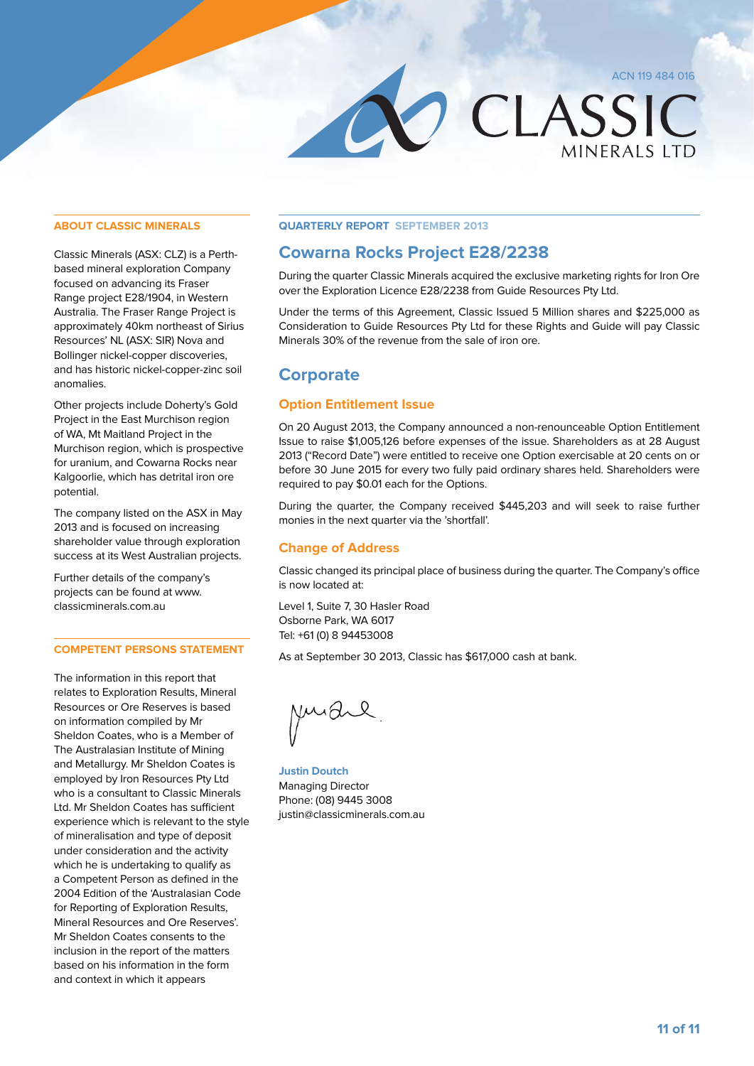ACN 119 484 016

# CLASSIC MINERALS LTD

## ABOUT CLASSIC MINERALS

Classic Minerals (ASX: CLZ) is a Perth-based mineral exploration Company focused on advancing its Fraser Range project E28/1904, in Western Australia. The Fraser Range Project is approximately 40km northeast of Sirius Resources' NL (ASX: SIR) Nova and Bollinger nickel-copper discoveries, and has historic nickel-copper-zinc soil anomalies.

Other projects include Doherty's Gold Project in the East Murchison region of WA, Mt Maitland Project in the Murchison region, which is prospective for uranium, and Cowarna Rocks near Kalgoorlie, which has detrital iron ore potential.

The company listed on the ASX in May 2013 and is focused on increasing shareholder value through exploration success at its West Australian projects.

Further details of the company's projects can be found at www.classicminerals.com.au

## COMPETENT PERSONS STATEMENT

The information in this report that relates to Exploration Results, Mineral Resources or Ore Reserves is based on information compiled by Mr Sheldon Coates, who is a Member of The Australasian Institute of Mining and Metallurgy. Mr Sheldon Coates is employed by Iron Resources Pty Ltd who is a consultant to Classic Minerals Ltd. Mr Sheldon Coates has sufficient experience which is relevant to the style of mineralisation and type of deposit under consideration and the activity which he is undertaking to qualify as a Competent Person as defined in the 2004 Edition of the 'Australasian Code for Reporting of Exploration Results, Mineral Resources and Ore Reserves'. Mr Sheldon Coates consents to the inclusion in the report of the matters based on his information in the form and context in which it appears

**QUARTERLY REPORT SEPTEMBER 2013**

## Cowarna Rocks Project E28/2238

During the quarter Classic Minerals acquired the exclusive marketing rights for Iron Ore over the Exploration Licence E28/2238 from Guide Resources Pty Ltd.

Under the terms of this Agreement, Classic Issued 5 Million shares and $225,000 as Consideration to Guide Resources Pty Ltd for these Rights and Guide will pay Classic Minerals 30% of the revenue from the sale of iron ore.

## Corporate

### Option Entitlement Issue

On 20 August 2013, the Company announced a non-renounceable Option Entitlement Issue to raise $1,005,126 before expenses of the issue. Shareholders as at 28 August 2013 ("Record Date") were entitled to receive one Option exercisable at 20 cents on or before 30 June 2015 for every two fully paid ordinary shares held. Shareholders were required to pay $0.01 each for the Options.

During the quarter, the Company received $445,203 and will seek to raise further monies in the next quarter via the 'shortfall'.

### Change of Address

Classic changed its principal place of business during the quarter. The Company's office is now located at:

Level 1, Suite 7, 30 Hasler Road
Osborne Park, WA 6017
Tel: +61 (0) 8 94453008

As at September 30 2013, Classic has $617,000 cash at bank.

**Justin Doutch**
Managing Director
Phone: (08) 9445 3008
justin@classicminerals.com.au